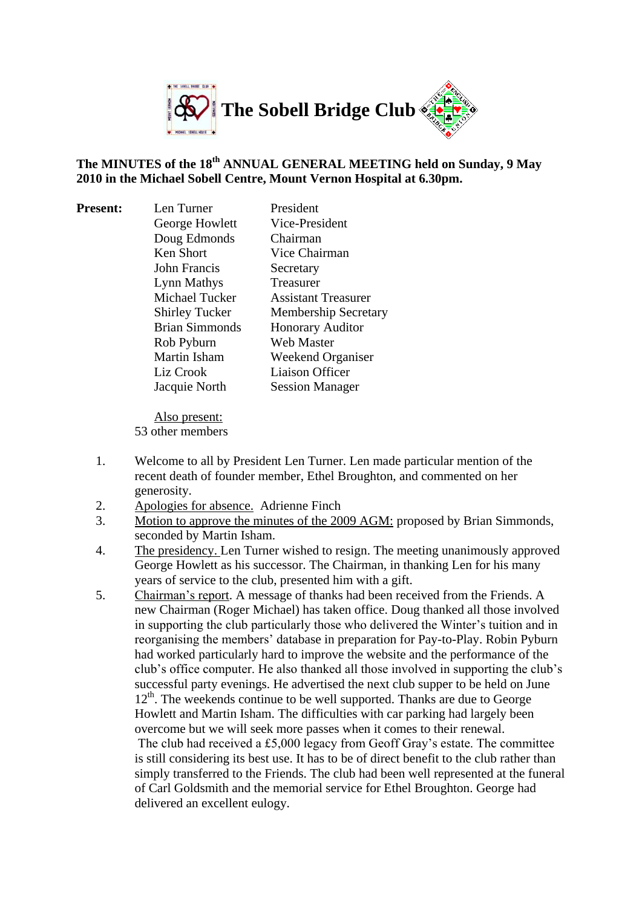# The Sobell Bridge Club

**The MINUTES of the 18th ANNUAL GENERAL MEETING held on Sunday, 9 May 2010 in the Michael Sobell Centre, Mount Vernon Hospital at 6.30pm.**

**Present:**

| | |
|---|---|
| Len Turner | President |
| George Howlett | Vice-President |
| Doug Edmonds | Chairman |
| Ken Short | Vice Chairman |
| John Francis | Secretary |
| Lynn Mathys | Treasurer |
| Michael Tucker | Assistant Treasurer |
| Shirley Tucker | Membership Secretary |
| Brian Simmonds | Honorary Auditor |
| Rob Pyburn | Web Master |
| Martin Isham | Weekend Organiser |
| Liz Crook | Liaison Officer |
| Jacquie North | Session Manager |

Also present:
53 other members

1. Welcome to all by President Len Turner. Len made particular mention of the recent death of founder member, Ethel Broughton, and commented on her generosity.
2. Apologies for absence. Adrienne Finch
3. Motion to approve the minutes of the 2009 AGM: proposed by Brian Simmonds, seconded by Martin Isham.
4. The presidency. Len Turner wished to resign. The meeting unanimously approved George Howlett as his successor. The Chairman, in thanking Len for his many years of service to the club, presented him with a gift.
5. Chairman's report. A message of thanks had been received from the Friends. A new Chairman (Roger Michael) has taken office. Doug thanked all those involved in supporting the club particularly those who delivered the Winter's tuition and in reorganising the members' database in preparation for Pay-to-Play. Robin Pyburn had worked particularly hard to improve the website and the performance of the club's office computer. He also thanked all those involved in supporting the club's successful party evenings. He advertised the next club supper to be held on June 12th. The weekends continue to be well supported. Thanks are due to George Howlett and Martin Isham. The difficulties with car parking had largely been overcome but we will seek more passes when it comes to their renewal.
   The club had received a £5,000 legacy from Geoff Gray's estate. The committee is still considering its best use. It has to be of direct benefit to the club rather than simply transferred to the Friends. The club had been well represented at the funeral of Carl Goldsmith and the memorial service for Ethel Broughton. George had delivered an excellent eulogy.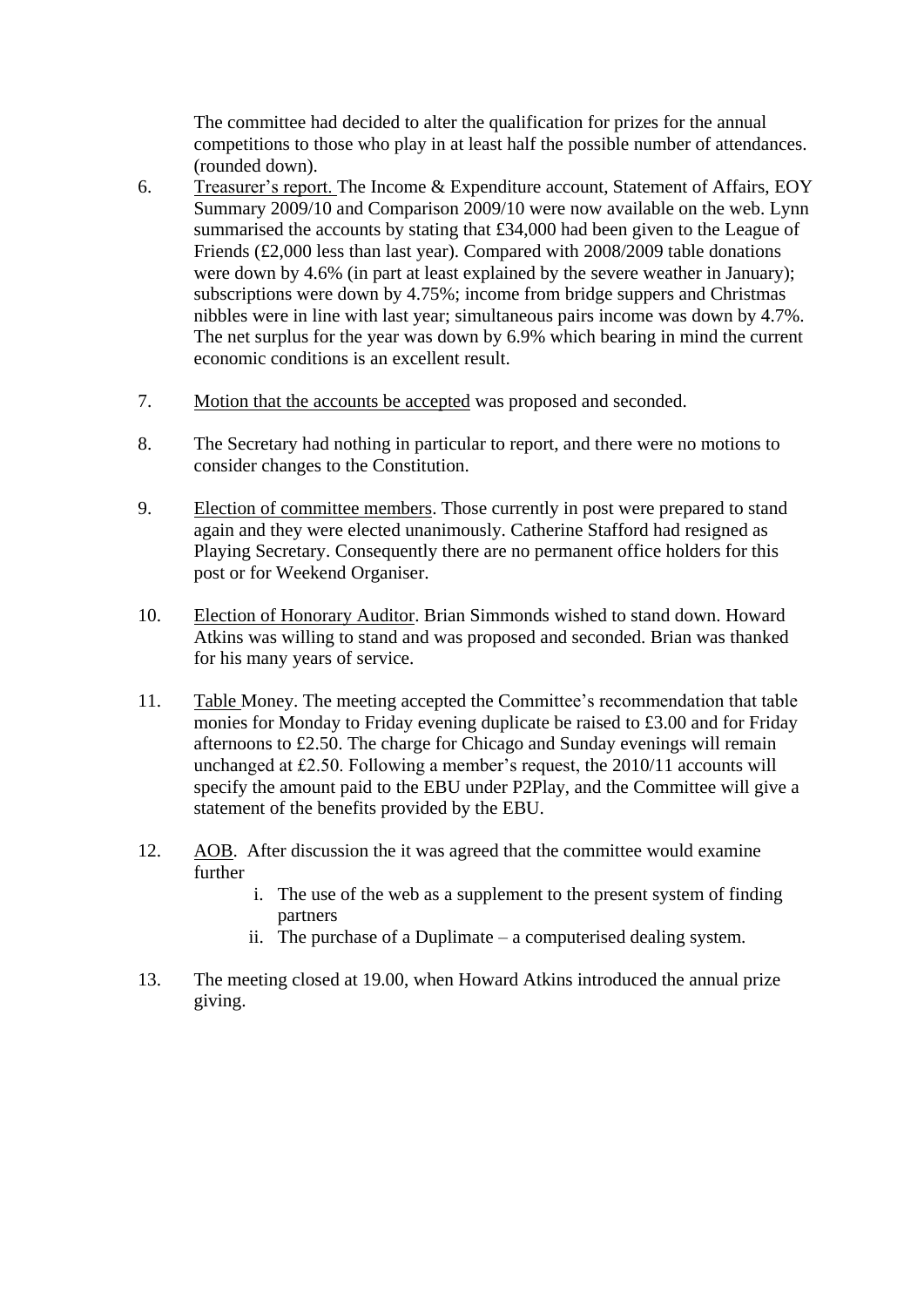The committee had decided to alter the qualification for prizes for the annual competitions to those who play in at least half the possible number of attendances. (rounded down).

6. Treasurer's report. The Income & Expenditure account, Statement of Affairs, EOY Summary 2009/10 and Comparison 2009/10 were now available on the web. Lynn summarised the accounts by stating that £34,000 had been given to the League of Friends (£2,000 less than last year). Compared with 2008/2009 table donations were down by 4.6% (in part at least explained by the severe weather in January); subscriptions were down by 4.75%; income from bridge suppers and Christmas nibbles were in line with last year; simultaneous pairs income was down by 4.7%. The net surplus for the year was down by 6.9% which bearing in mind the current economic conditions is an excellent result.

7. Motion that the accounts be accepted was proposed and seconded.

8. The Secretary had nothing in particular to report, and there were no motions to consider changes to the Constitution.

9. Election of committee members. Those currently in post were prepared to stand again and they were elected unanimously. Catherine Stafford had resigned as Playing Secretary. Consequently there are no permanent office holders for this post or for Weekend Organiser.

10. Election of Honorary Auditor. Brian Simmonds wished to stand down. Howard Atkins was willing to stand and was proposed and seconded. Brian was thanked for his many years of service.

11. Table Money. The meeting accepted the Committee's recommendation that table monies for Monday to Friday evening duplicate be raised to £3.00 and for Friday afternoons to £2.50. The charge for Chicago and Sunday evenings will remain unchanged at £2.50. Following a member's request, the 2010/11 accounts will specify the amount paid to the EBU under P2Play, and the Committee will give a statement of the benefits provided by the EBU.

12. AOB. After discussion the it was agreed that the committee would examine further
    i. The use of the web as a supplement to the present system of finding partners
    ii. The purchase of a Duplimate – a computerised dealing system.

13. The meeting closed at 19.00, when Howard Atkins introduced the annual prize giving.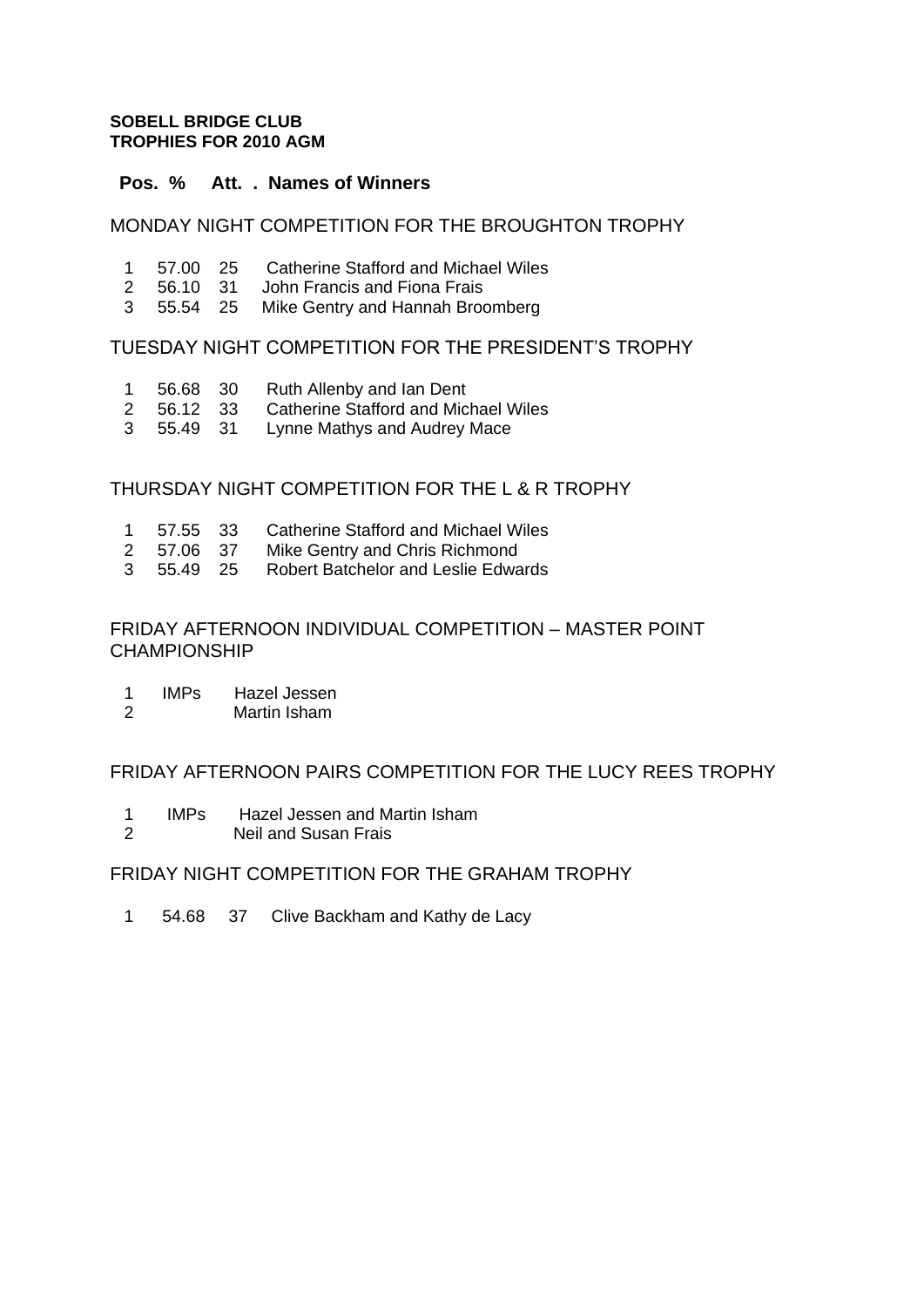**SOBELL BRIDGE CLUB**
**TROPHIES FOR 2010 AGM**

**Pos. % Att. . Names of Winners**

MONDAY NIGHT COMPETITION FOR THE BROUGHTON TROPHY

| | | | |
|---|---|---|---|
| 1 | 57.00 | 25 | Catherine Stafford and Michael Wiles |
| 2 | 56.10 | 31 | John Francis and Fiona Frais |
| 3 | 55.54 | 25 | Mike Gentry and Hannah Broomberg |

TUESDAY NIGHT COMPETITION FOR THE PRESIDENT'S TROPHY

| | | | |
|---|---|---|---|
| 1 | 56.68 | 30 | Ruth Allenby and Ian Dent |
| 2 | 56.12 | 33 | Catherine Stafford and Michael Wiles |
| 3 | 55.49 | 31 | Lynne Mathys and Audrey Mace |

THURSDAY NIGHT COMPETITION FOR THE L & R TROPHY

| | | | |
|---|---|---|---|
| 1 | 57.55 | 33 | Catherine Stafford and Michael Wiles |
| 2 | 57.06 | 37 | Mike Gentry and Chris Richmond |
| 3 | 55.49 | 25 | Robert Batchelor and Leslie Edwards |

FRIDAY AFTERNOON INDIVIDUAL COMPETITION – MASTER POINT CHAMPIONSHIP

| | | |
|---|---|---|
| 1 | IMPs | Hazel Jessen |
| 2 | | Martin Isham |

FRIDAY AFTERNOON PAIRS COMPETITION FOR THE LUCY REES TROPHY

| | | |
|---|---|---|
| 1 | IMPs | Hazel Jessen and Martin Isham |
| 2 | | Neil and Susan Frais |

FRIDAY NIGHT COMPETITION FOR THE GRAHAM TROPHY

| | | | |
|---|---|---|---|
| 1 | 54.68 | 37 | Clive Backham and Kathy de Lacy |